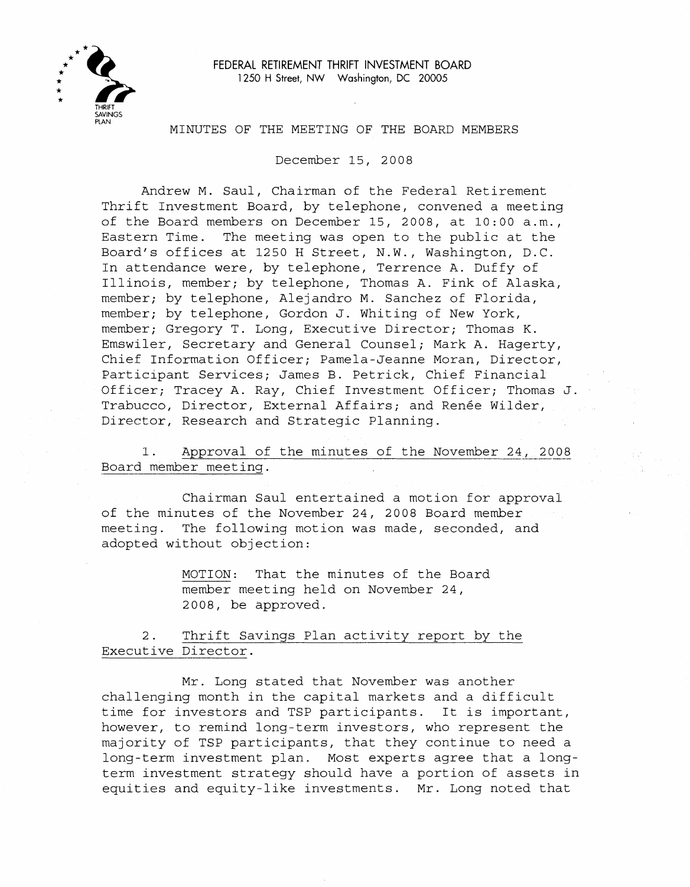FEDERAL RETIREMENT THRIFT INVESTMENT BOARD
1250 H Street, NW Washington, DC 20005

# MINUTES OF THE MEETING OF THE BOARD MEMBERS

December 15, 2008

Andrew M. Saul, Chairman of the Federal Retirement Thrift Investment Board, by telephone, convened a meeting of the Board members on December 15, 2008, at 10:00 a.m., Eastern Time. The meeting was open to the public at the Board's offices at 1250 H Street, N.W., Washington, D.C. In attendance were, by telephone, Terrence A. Duffy of Illinois, member; by telephone, Thomas A. Fink of Alaska, member; by telephone, Alejandro M. Sanchez of Florida, member; by telephone, Gordon J. Whiting of New York, member; Gregory T. Long, Executive Director; Thomas K. Emswiler, Secretary and General Counsel; Mark A. Hagerty, Chief Information Officer; Pamela-Jeanne Moran, Director, Participant Services; James B. Petrick, Chief Financial Officer; Tracey A. Ray, Chief Investment Officer; Thomas J. Trabucco, Director, External Affairs; and Renée Wilder, Director, Research and Strategic Planning.

1. Approval of the minutes of the November 24, 2008 Board member meeting.

Chairman Saul entertained a motion for approval of the minutes of the November 24, 2008 Board member meeting. The following motion was made, seconded, and adopted without objection:

> MOTION: That the minutes of the Board member meeting held on November 24, 2008, be approved.

2. Thrift Savings Plan activity report by the Executive Director.

Mr. Long stated that November was another challenging month in the capital markets and a difficult time for investors and TSP participants. It is important, however, to remind long-term investors, who represent the majority of TSP participants, that they continue to need a long-term investment plan. Most experts agree that a long-term investment strategy should have a portion of assets in equities and equity-like investments. Mr. Long noted that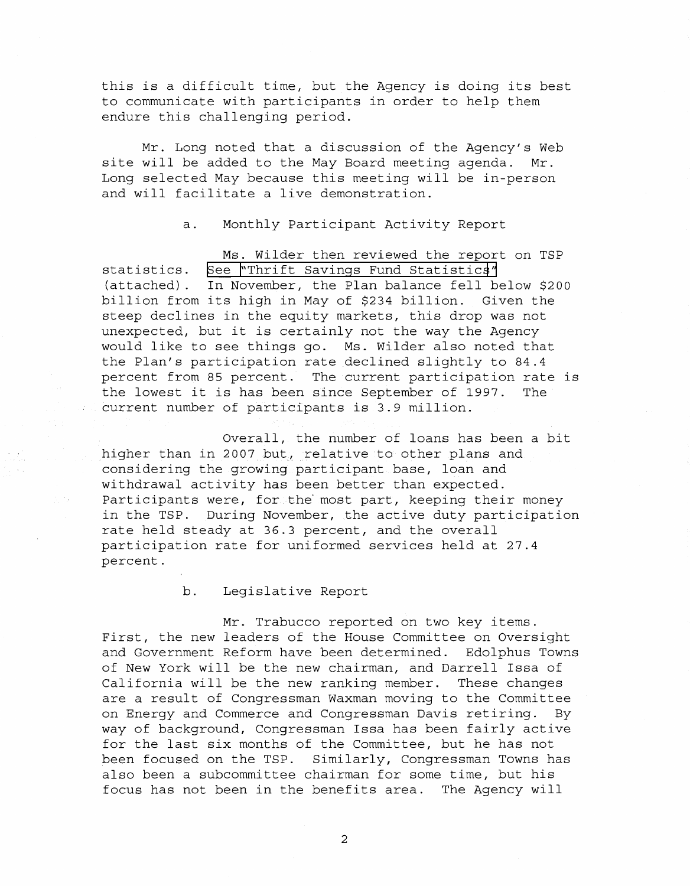this is a difficult time, but the Agency is doing its best to communicate with participants in order to help them endure this challenging period.

Mr. Long noted that a discussion of the Agency's Web site will be added to the May Board meeting agenda. Mr. Long selected May because this meeting will be in-person and will facilitate a live demonstration.

a. Monthly Participant Activity Report

Ms. Wilder then reviewed the report on TSP statistics. See "Thrift Savings Fund Statistics" (attached). In November, the Plan balance fell below $200 billion from its high in May of $234 billion. Given the steep declines in the equity markets, this drop was not unexpected, but it is certainly not the way the Agency would like to see things go. Ms. Wilder also noted that the Plan's participation rate declined slightly to 84.4 percent from 85 percent. The current participation rate is the lowest it is has been since September of 1997. The current number of participants is 3.9 million.

Overall, the number of loans has been a bit higher than in 2007 but, relative to other plans and considering the growing participant base, loan and withdrawal activity has been better than expected. Participants were, for the most part, keeping their money in the TSP. During November, the active duty participation rate held steady at 36.3 percent, and the overall participation rate for uniformed services held at 27.4 percent.

b. Legislative Report

Mr. Trabucco reported on two key items. First, the new leaders of the House Committee on Oversight and Government Reform have been determined. Edolphus Towns of New York will be the new chairman, and Darrell Issa of California will be the new ranking member. These changes are a result of Congressman Waxman moving to the Committee on Energy and Commerce and Congressman Davis retiring. By way of background, Congressman Issa has been fairly active for the last six months of the Committee, but he has not been focused on the TSP. Similarly, Congressman Towns has also been a subcommittee chairman for some time, but his focus has not been in the benefits area. The Agency will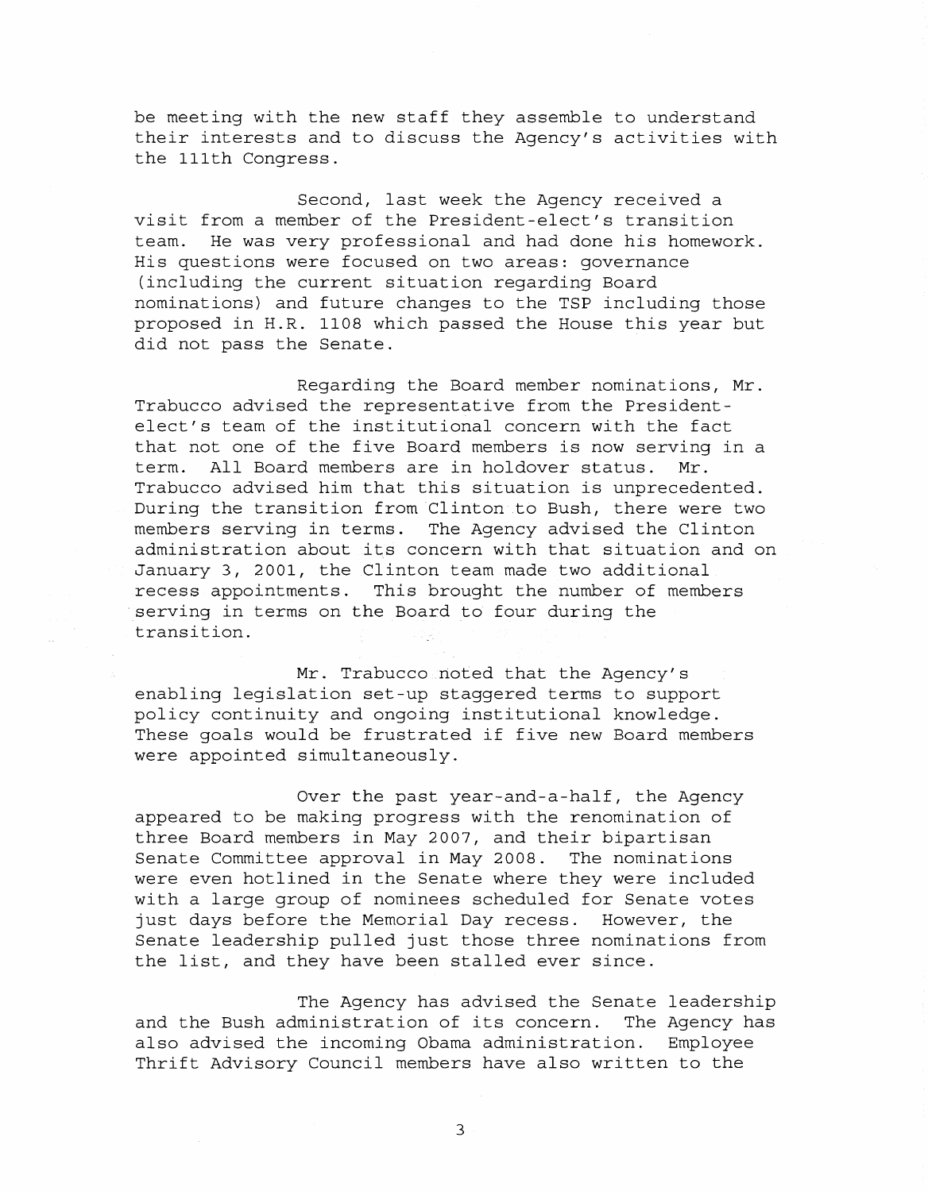be meeting with the new staff they assemble to understand their interests and to discuss the Agency's activities with the 111th Congress.

Second, last week the Agency received a visit from a member of the President-elect's transition team. He was very professional and had done his homework. His questions were focused on two areas: governance (including the current situation regarding Board nominations) and future changes to the TSP including those proposed in H.R. 1108 which passed the House this year but did not pass the Senate.

Regarding the Board member nominations, Mr. Trabucco advised the representative from the President-elect's team of the institutional concern with the fact that not one of the five Board members is now serving in a term. All Board members are in holdover status. Mr. Trabucco advised him that this situation is unprecedented. During the transition from Clinton to Bush, there were two members serving in terms. The Agency advised the Clinton administration about its concern with that situation and on January 3, 2001, the Clinton team made two additional recess appointments. This brought the number of members serving in terms on the Board to four during the transition.

Mr. Trabucco noted that the Agency's enabling legislation set-up staggered terms to support policy continuity and ongoing institutional knowledge. These goals would be frustrated if five new Board members were appointed simultaneously.

Over the past year-and-a-half, the Agency appeared to be making progress with the renomination of three Board members in May 2007, and their bipartisan Senate Committee approval in May 2008. The nominations were even hotlined in the Senate where they were included with a large group of nominees scheduled for Senate votes just days before the Memorial Day recess. However, the Senate leadership pulled just those three nominations from the list, and they have been stalled ever since.

The Agency has advised the Senate leadership and the Bush administration of its concern. The Agency has also advised the incoming Obama administration. Employee Thrift Advisory Council members have also written to the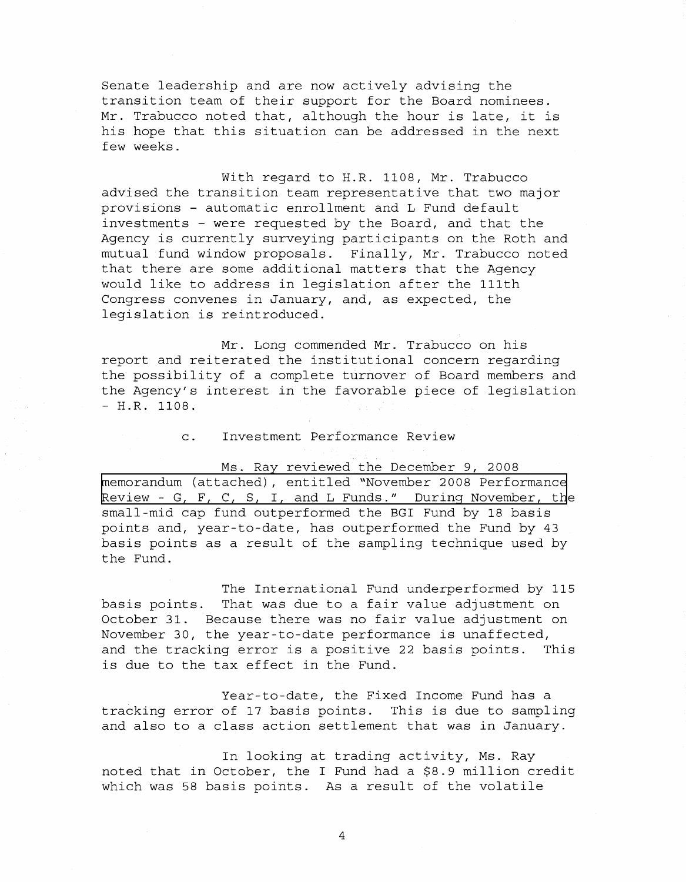Senate leadership and are now actively advising the transition team of their support for the Board nominees. Mr. Trabucco noted that, although the hour is late, it is his hope that this situation can be addressed in the next few weeks.

With regard to H.R. 1108, Mr. Trabucco advised the transition team representative that two major provisions - automatic enrollment and L Fund default investments - were requested by the Board, and that the Agency is currently surveying participants on the Roth and mutual fund window proposals. Finally, Mr. Trabucco noted that there are some additional matters that the Agency would like to address in legislation after the 111th Congress convenes in January, and, as expected, the legislation is reintroduced.

Mr. Long commended Mr. Trabucco on his report and reiterated the institutional concern regarding the possibility of a complete turnover of Board members and the Agency's interest in the favorable piece of legislation - H.R. 1108.

c. Investment Performance Review

Ms. Ray reviewed the December 9, 2008 memorandum (attached), entitled "November 2008 Performance Review - G, F, C, S, I, and L Funds." During November, the small-mid cap fund outperformed the BGI Fund by 18 basis points and, year-to-date, has outperformed the Fund by 43 basis points as a result of the sampling technique used by the Fund.

The International Fund underperformed by 115 basis points. That was due to a fair value adjustment on October 31. Because there was no fair value adjustment on November 30, the year-to-date performance is unaffected, and the tracking error is a positive 22 basis points. This is due to the tax effect in the Fund.

Year-to-date, the Fixed Income Fund has a tracking error of 17 basis points. This is due to sampling and also to a class action settlement that was in January.

In looking at trading activity, Ms. Ray noted that in October, the I Fund had a $8.9 million credit which was 58 basis points. As a result of the volatile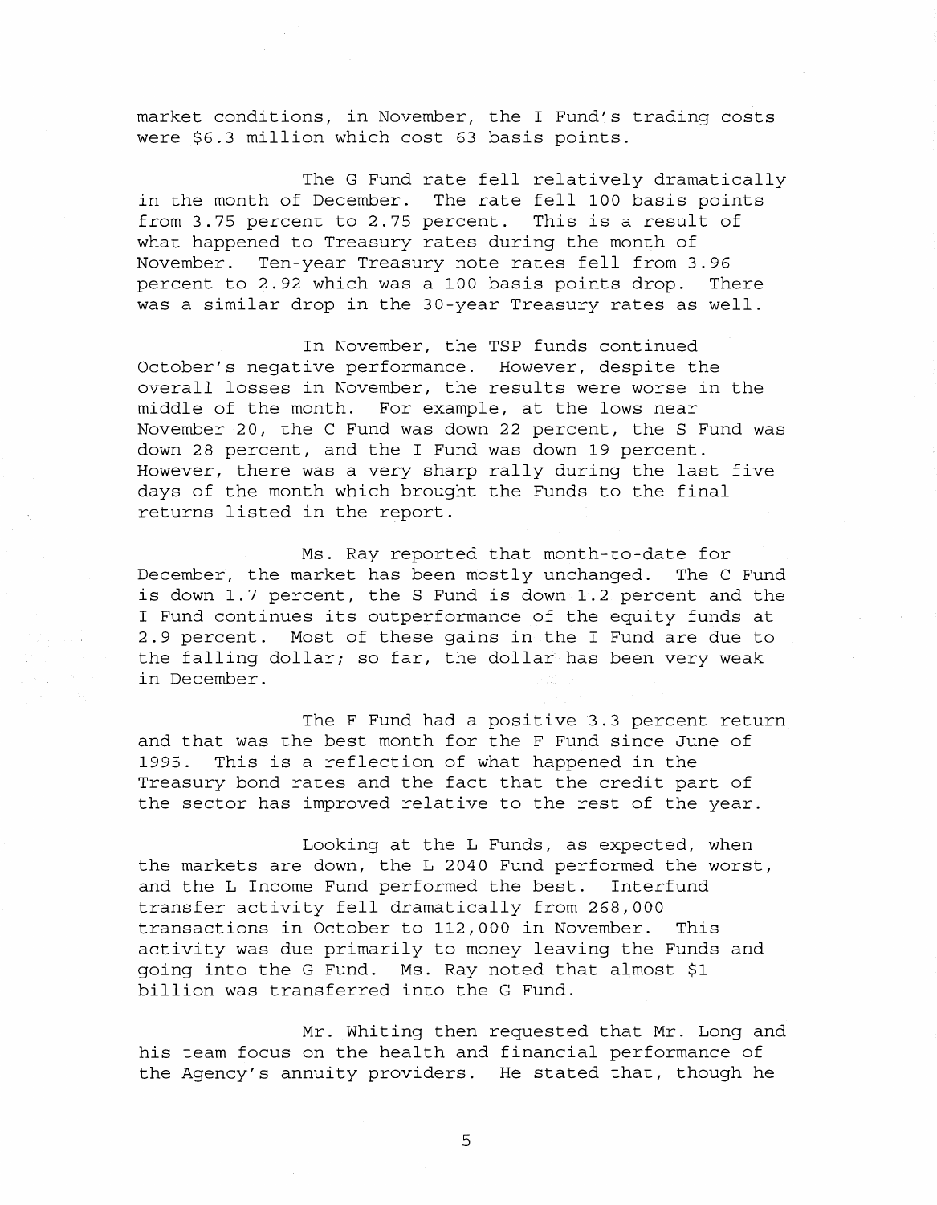market conditions, in November, the I Fund's trading costs were $6.3 million which cost 63 basis points.

The G Fund rate fell relatively dramatically in the month of December. The rate fell 100 basis points from 3.75 percent to 2.75 percent. This is a result of what happened to Treasury rates during the month of November. Ten-year Treasury note rates fell from 3.96 percent to 2.92 which was a 100 basis points drop. There was a similar drop in the 30-year Treasury rates as well.

In November, the TSP funds continued October's negative performance. However, despite the overall losses in November, the results were worse in the middle of the month. For example, at the lows near November 20, the C Fund was down 22 percent, the S Fund was down 28 percent, and the I Fund was down 19 percent. However, there was a very sharp rally during the last five days of the month which brought the Funds to the final returns listed in the report.

Ms. Ray reported that month-to-date for December, the market has been mostly unchanged. The C Fund is down 1.7 percent, the S Fund is down 1.2 percent and the I Fund continues its outperformance of the equity funds at 2.9 percent. Most of these gains in the I Fund are due to the falling dollar; so far, the dollar has been very weak in December.

The F Fund had a positive 3.3 percent return and that was the best month for the F Fund since June of 1995. This is a reflection of what happened in the Treasury bond rates and the fact that the credit part of the sector has improved relative to the rest of the year.

Looking at the L Funds, as expected, when the markets are down, the L 2040 Fund performed the worst, and the L Income Fund performed the best. Interfund transfer activity fell dramatically from 268,000 transactions in October to 112,000 in November. This activity was due primarily to money leaving the Funds and going into the G Fund. Ms. Ray noted that almost $1 billion was transferred into the G Fund.

Mr. Whiting then requested that Mr. Long and his team focus on the health and financial performance of the Agency's annuity providers. He stated that, though he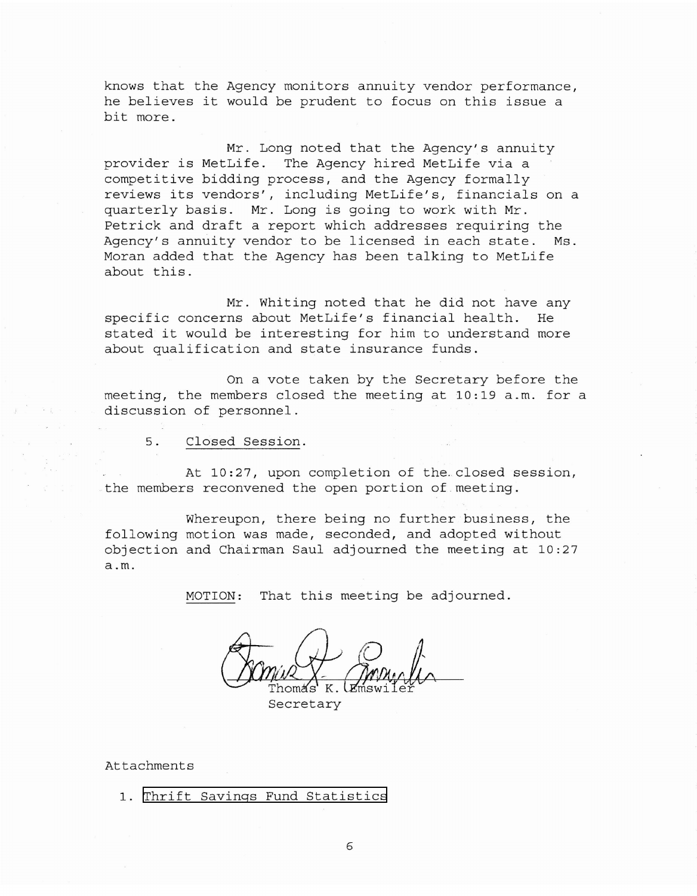knows that the Agency monitors annuity vendor performance, he believes it would be prudent to focus on this issue a bit more.

Mr. Long noted that the Agency's annuity provider is MetLife. The Agency hired MetLife via a competitive bidding process, and the Agency formally reviews its vendors', including MetLife's, financials on a quarterly basis. Mr. Long is going to work with Mr. Petrick and draft a report which addresses requiring the Agency's annuity vendor to be licensed in each state. Ms. Moran added that the Agency has been talking to MetLife about this.

Mr. Whiting noted that he did not have any specific concerns about MetLife's financial health. He stated it would be interesting for him to understand more about qualification and state insurance funds.

On a vote taken by the Secretary before the meeting, the members closed the meeting at 10:19 a.m. for a discussion of personnel.

5. Closed Session.

At 10:27, upon completion of the closed session, the members reconvened the open portion of meeting.

Whereupon, there being no further business, the following motion was made, seconded, and adopted without objection and Chairman Saul adjourned the meeting at 10:27 a.m.

MOTION: That this meeting be adjourned.

Thomas K. Emswiler
Secretary

Attachments

1. Thrift Savings Fund Statistics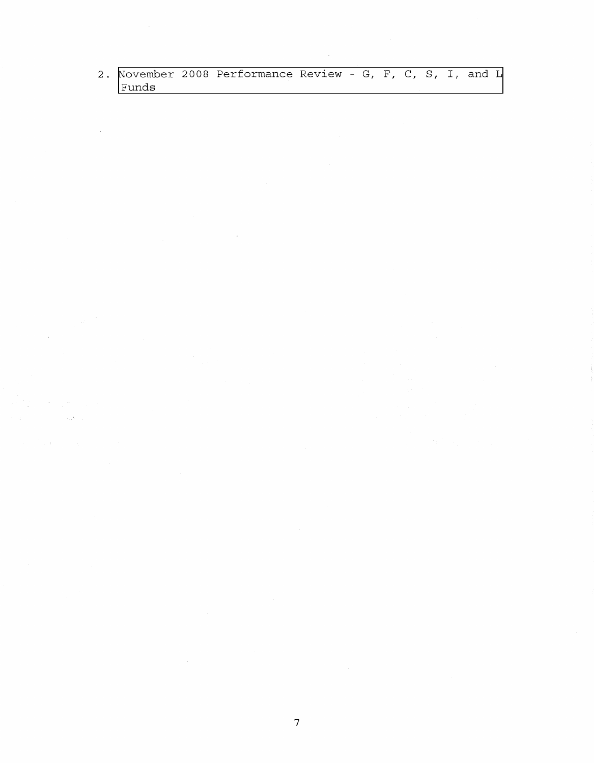2. November 2008 Performance Review - G, F, C, S, I, and L Funds